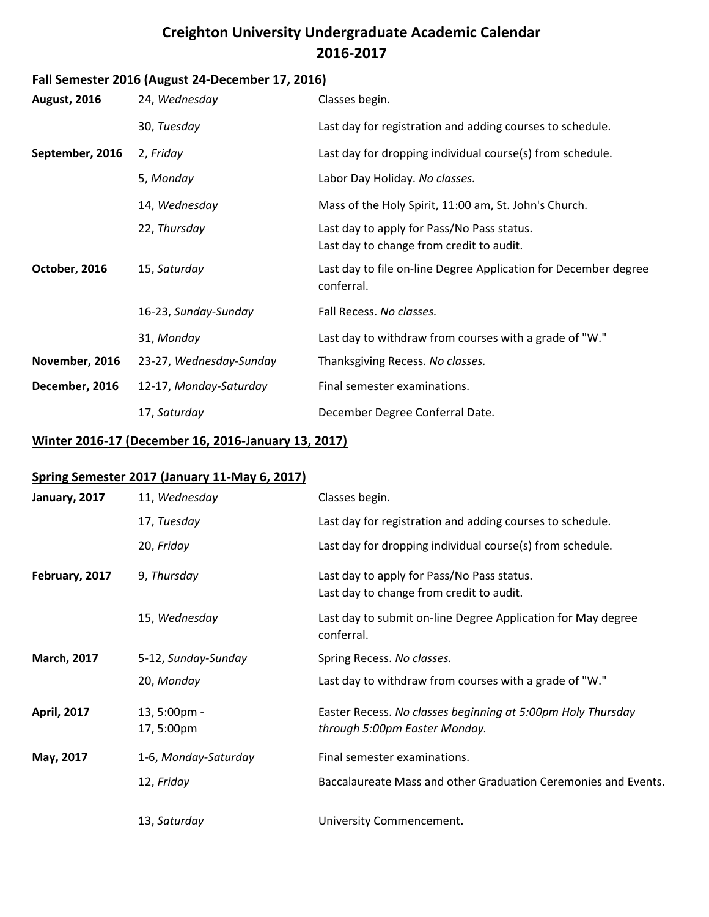# Creighton University Undergraduate Academic Calendar
# 2016-2017

## Fall Semester 2016 (August 24-December 17, 2016)

| | | |
|---|---|---|
| **August, 2016** | 24, *Wednesday* | Classes begin. |
| | 30, *Tuesday* | Last day for registration and adding courses to schedule. |
| **September, 2016** | 2, *Friday* | Last day for dropping individual course(s) from schedule. |
| | 5, *Monday* | Labor Day Holiday. *No classes.* |
| | 14, *Wednesday* | Mass of the Holy Spirit, 11:00 am, St. John's Church. |
| | 22, *Thursday* | Last day to apply for Pass/No Pass status. Last day to change from credit to audit. |
| **October, 2016** | 15, *Saturday* | Last day to file on-line Degree Application for December degree conferral. |
| | 16-23, *Sunday-Sunday* | Fall Recess. *No classes.* |
| | 31, *Monday* | Last day to withdraw from courses with a grade of "W." |
| **November, 2016** | 23-27, *Wednesday-Sunday* | Thanksgiving Recess. *No classes.* |
| **December, 2016** | 12-17, *Monday-Saturday* | Final semester examinations. |
| | 17, *Saturday* | December Degree Conferral Date. |

## Winter 2016-17 (December 16, 2016-January 13, 2017)

## Spring Semester 2017 (January 11-May 6, 2017)

| | | |
|---|---|---|
| **January, 2017** | 11, *Wednesday* | Classes begin. |
| | 17, *Tuesday* | Last day for registration and adding courses to schedule. |
| | 20, *Friday* | Last day for dropping individual course(s) from schedule. |
| **February, 2017** | 9, *Thursday* | Last day to apply for Pass/No Pass status. Last day to change from credit to audit. |
| | 15, *Wednesday* | Last day to submit on-line Degree Application for May degree conferral. |
| **March, 2017** | 5-12, *Sunday-Sunday* | Spring Recess. *No classes.* |
| | 20, *Monday* | Last day to withdraw from courses with a grade of "W." |
| **April, 2017** | 13, 5:00pm - 17, 5:00pm | Easter Recess. *No classes beginning at 5:00pm Holy Thursday through 5:00pm Easter Monday.* |
| **May, 2017** | 1-6, *Monday-Saturday* | Final semester examinations. |
| | 12, *Friday* | Baccalaureate Mass and other Graduation Ceremonies and Events. |
| | 13, *Saturday* | University Commencement. |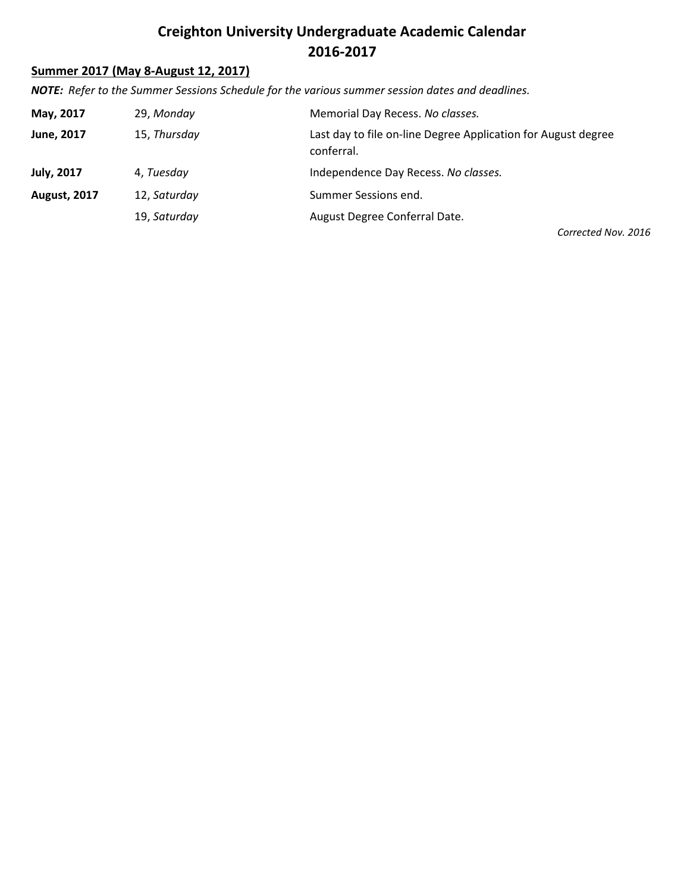# Creighton University Undergraduate Academic Calendar
# 2016-2017

**Summer 2017 (May 8-August 12, 2017)**

***NOTE:** Refer to the Summer Sessions Schedule for the various summer session dates and deadlines.*

| | | |
|---|---|---|
| **May, 2017** | 29, *Monday* | Memorial Day Recess. *No classes.* |
| **June, 2017** | 15, *Thursday* | Last day to file on-line Degree Application for August degree conferral. |
| **July, 2017** | 4, *Tuesday* | Independence Day Recess. *No classes.* |
| **August, 2017** | 12, *Saturday* | Summer Sessions end. |
| | 19, *Saturday* | August Degree Conferral Date. |

*Corrected Nov. 2016*